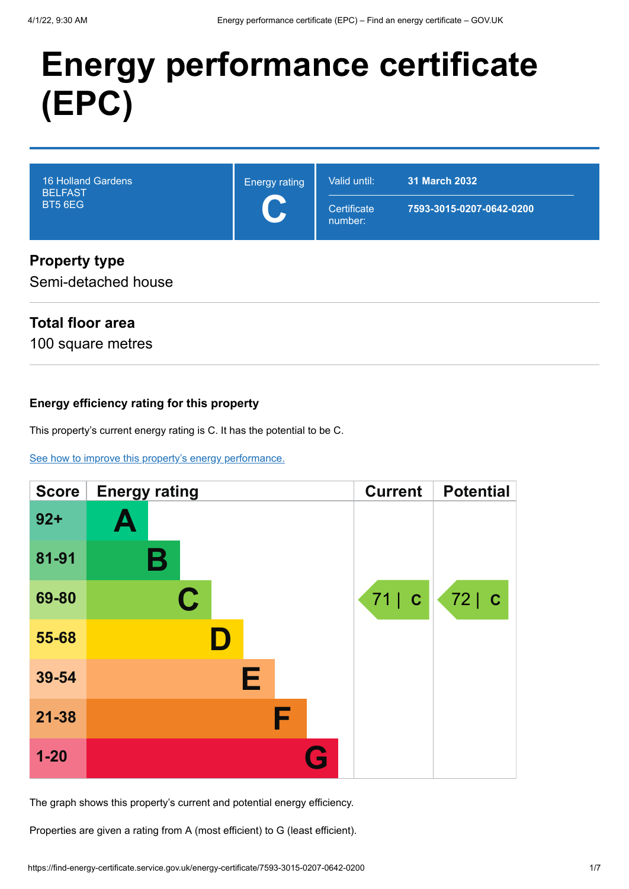# Energy performance certificate (EPC)

| | | | |
|---|---|---|---|
| 16 Holland Gardens<br>BELFAST<br>BT5 6EG | Energy rating<br>**C** | Valid until: | **31 March 2032** |
| | | Certificate number: | **7593-3015-0207-0642-0200** |

## Property type

Semi-detached house

## Total floor area

100 square metres

### Energy efficiency rating for this property

This property's current energy rating is C. It has the potential to be C.

[See how to improve this property's energy performance.]

| Score | Energy rating | Current | Potential |
|---|---|---|---|
| 92+ | A | | |
| 81-91 | B | | |
| 69-80 | C | 71 \| C | 72 \| C |
| 55-68 | D | | |
| 39-54 | E | | |
| 21-38 | F | | |
| 1-20 | G | | |

The graph shows this property's current and potential energy efficiency.

Properties are given a rating from A (most efficient) to G (least efficient).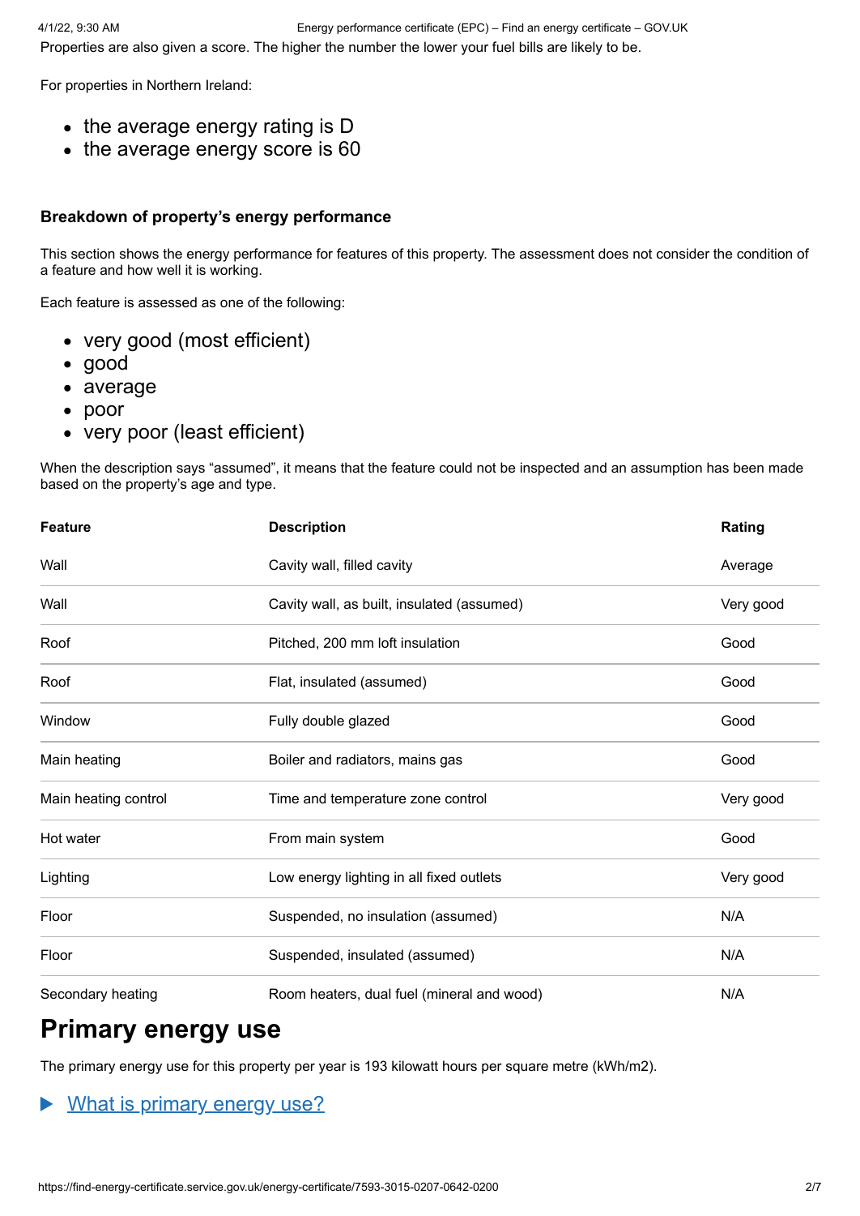Properties are also given a score. The higher the number the lower your fuel bills are likely to be.

For properties in Northern Ireland:

- the average energy rating is D
- the average energy score is 60

### Breakdown of property's energy performance

This section shows the energy performance for features of this property. The assessment does not consider the condition of a feature and how well it is working.

Each feature is assessed as one of the following:

- very good (most efficient)
- good
- average
- poor
- very poor (least efficient)

When the description says "assumed", it means that the feature could not be inspected and an assumption has been made based on the property's age and type.

| Feature | Description | Rating |
|---|---|---|
| Wall | Cavity wall, filled cavity | Average |
| Wall | Cavity wall, as built, insulated (assumed) | Very good |
| Roof | Pitched, 200 mm loft insulation | Good |
| Roof | Flat, insulated (assumed) | Good |
| Window | Fully double glazed | Good |
| Main heating | Boiler and radiators, mains gas | Good |
| Main heating control | Time and temperature zone control | Very good |
| Hot water | From main system | Good |
| Lighting | Low energy lighting in all fixed outlets | Very good |
| Floor | Suspended, no insulation (assumed) | N/A |
| Floor | Suspended, insulated (assumed) | N/A |
| Secondary heating | Room heaters, dual fuel (mineral and wood) | N/A |

## Primary energy use

The primary energy use for this property per year is 193 kilowatt hours per square metre (kWh/m2).

▶ What is primary energy use?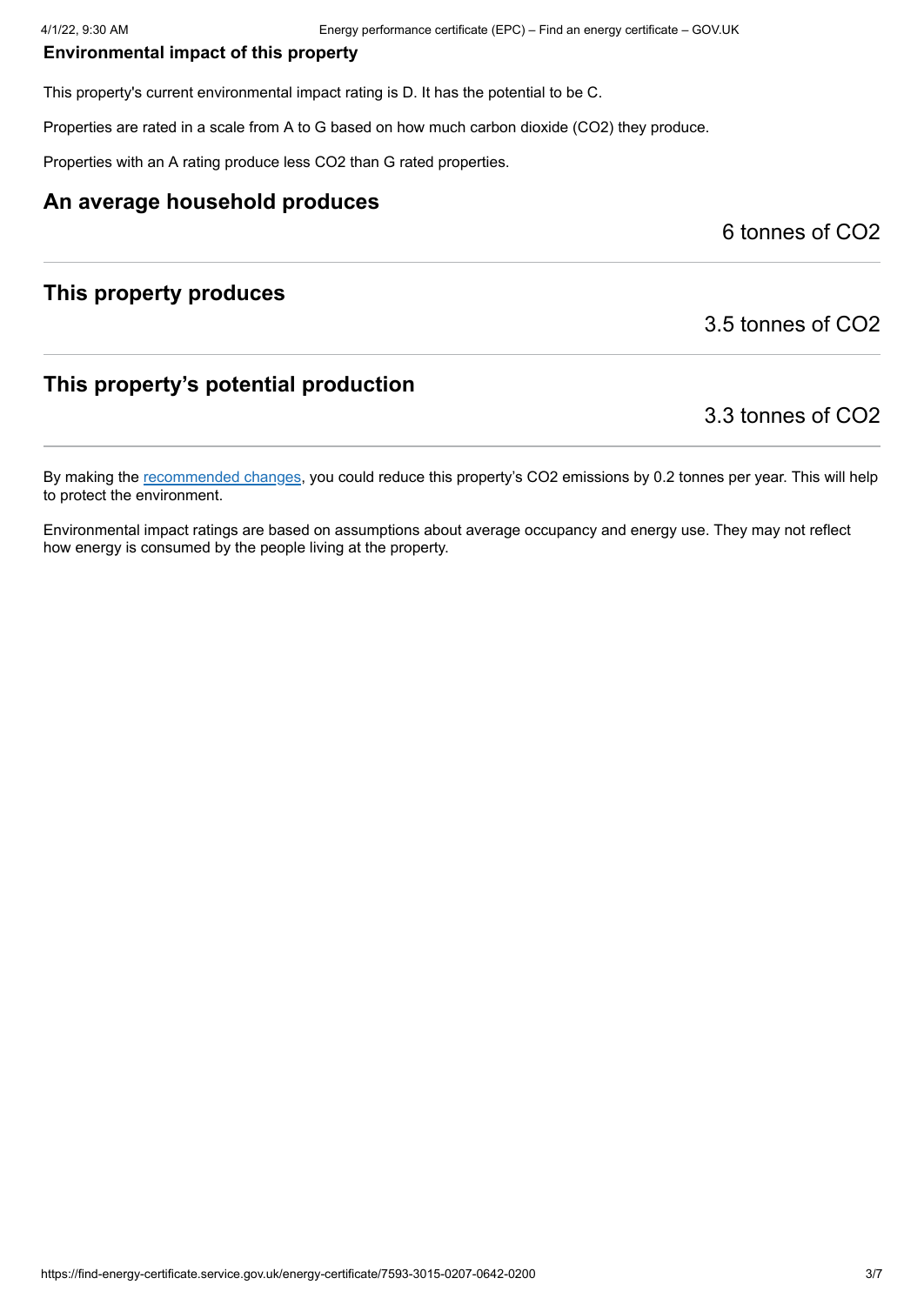**Environmental impact of this property**

This property's current environmental impact rating is D. It has the potential to be C.

Properties are rated in a scale from A to G based on how much carbon dioxide ($CO_2$) they produce.

Properties with an A rating produce less $CO_2$ than G rated properties.

## An average household produces

6 tonnes of $CO_2$

## This property produces

3.5 tonnes of $CO_2$

## This property’s potential production

3.3 tonnes of $CO_2$

By making the recommended changes, you could reduce this property’s $CO_2$ emissions by 0.2 tonnes per year. This will help to protect the environment.

Environmental impact ratings are based on assumptions about average occupancy and energy use. They may not reflect how energy is consumed by the people living at the property.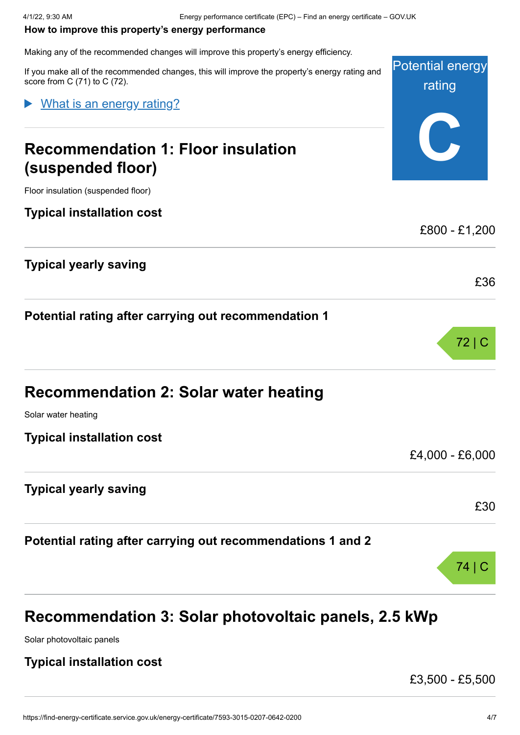**How to improve this property's energy performance**

Making any of the recommended changes will improve this property's energy efficiency.

If you make all of the recommended changes, this will improve the property's energy rating and score from C (71) to C (72).

Potential energy rating

**C**

▶ What is an energy rating?

## Recommendation 1: Floor insulation (suspended floor)

Floor insulation (suspended floor)

**Typical installation cost**

£800 - £1,200

**Typical yearly saving**

£36

**Potential rating after carrying out recommendation 1**

72 | C

## Recommendation 2: Solar water heating

Solar water heating

**Typical installation cost**

£4,000 - £6,000

**Typical yearly saving**

£30

**Potential rating after carrying out recommendations 1 and 2**

74 | C

## Recommendation 3: Solar photovoltaic panels, 2.5 kWp

Solar photovoltaic panels

**Typical installation cost**

£3,500 - £5,500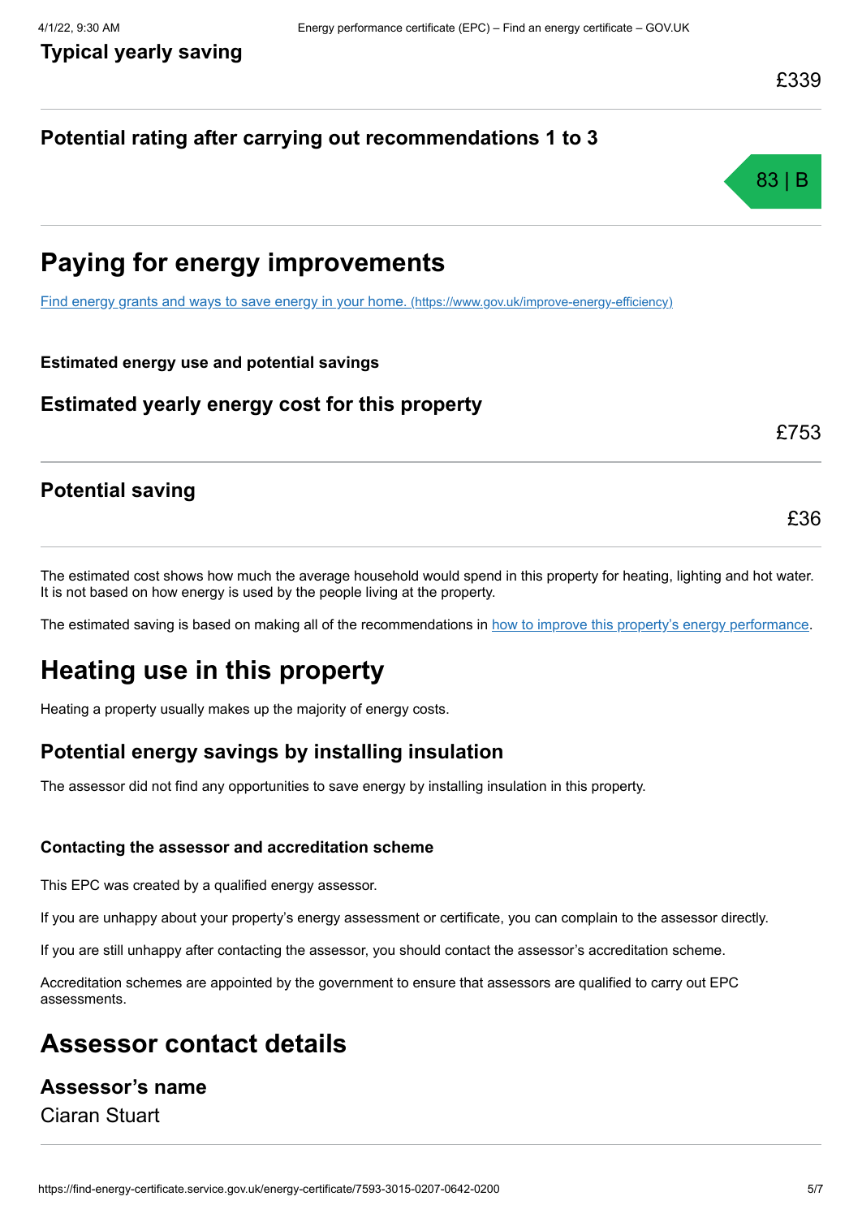### Typical yearly saving

£339

### Potential rating after carrying out recommendations 1 to 3

83 | B

## Paying for energy improvements

[Find energy grants and ways to save energy in your home. (https://www.gov.uk/improve-energy-efficiency)](https://www.gov.uk/improve-energy-efficiency)

**Estimated energy use and potential savings**

### Estimated yearly energy cost for this property

£753

### Potential saving

£36

The estimated cost shows how much the average household would spend in this property for heating, lighting and hot water. It is not based on how energy is used by the people living at the property.

The estimated saving is based on making all of the recommendations in how to improve this property's energy performance.

## Heating use in this property

Heating a property usually makes up the majority of energy costs.

### Potential energy savings by installing insulation

The assessor did not find any opportunities to save energy by installing insulation in this property.

**Contacting the assessor and accreditation scheme**

This EPC was created by a qualified energy assessor.

If you are unhappy about your property's energy assessment or certificate, you can complain to the assessor directly.

If you are still unhappy after contacting the assessor, you should contact the assessor's accreditation scheme.

Accreditation schemes are appointed by the government to ensure that assessors are qualified to carry out EPC assessments.

## Assessor contact details

### Assessor's name

Ciaran Stuart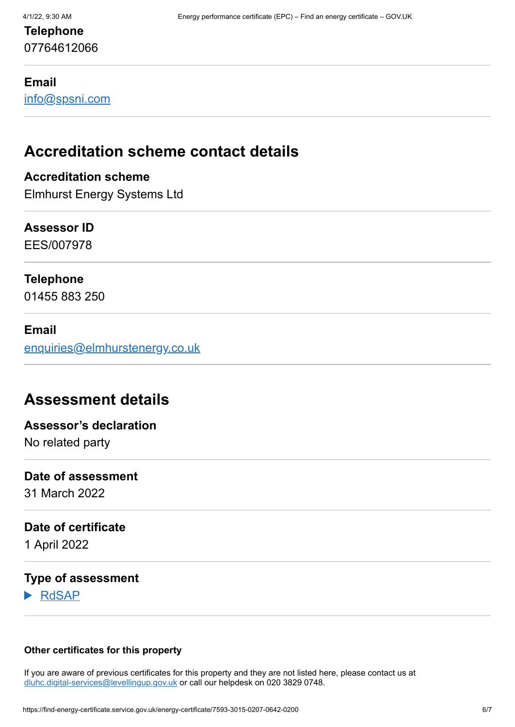**Telephone**

07764612066

**Email**

info@spsni.com

## Accreditation scheme contact details

**Accreditation scheme**

Elmhurst Energy Systems Ltd

**Assessor ID**

EES/007978

**Telephone**

01455 883 250

**Email**

enquiries@elmhurstenergy.co.uk

## Assessment details

**Assessor's declaration**

No related party

**Date of assessment**

31 March 2022

**Date of certificate**

1 April 2022

**Type of assessment**

▶ RdSAP

**Other certificates for this property**

If you are aware of previous certificates for this property and they are not listed here, please contact us at dluhc.digital-services@levellingup.gov.uk or call our helpdesk on 020 3829 0748.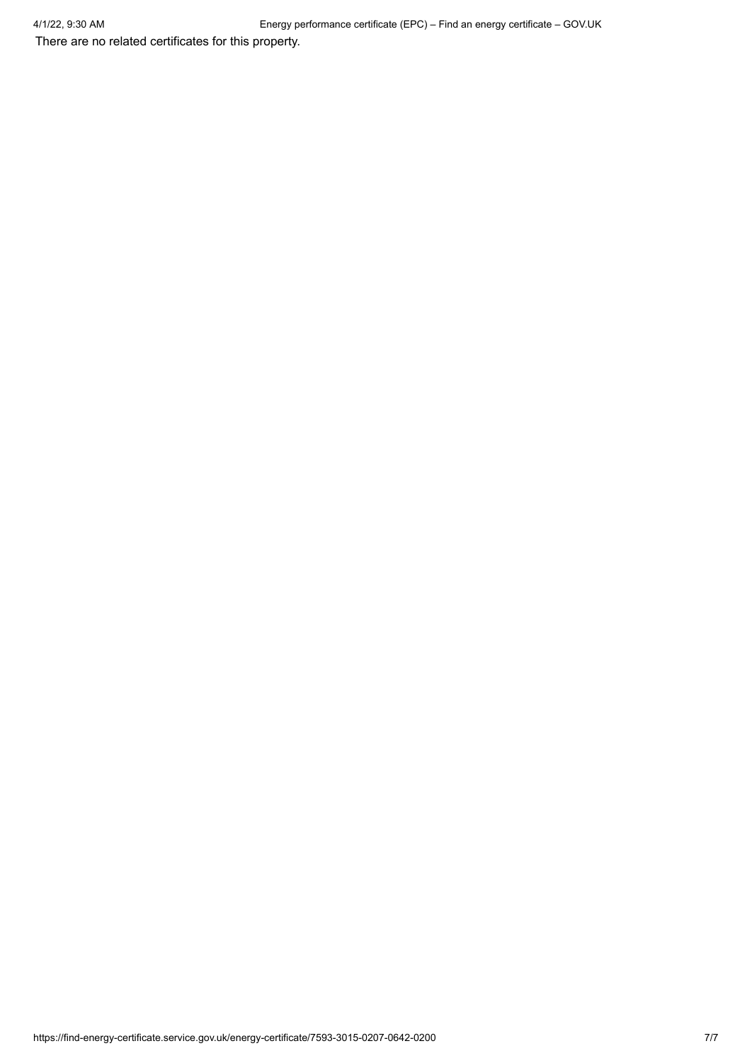There are no related certificates for this property.